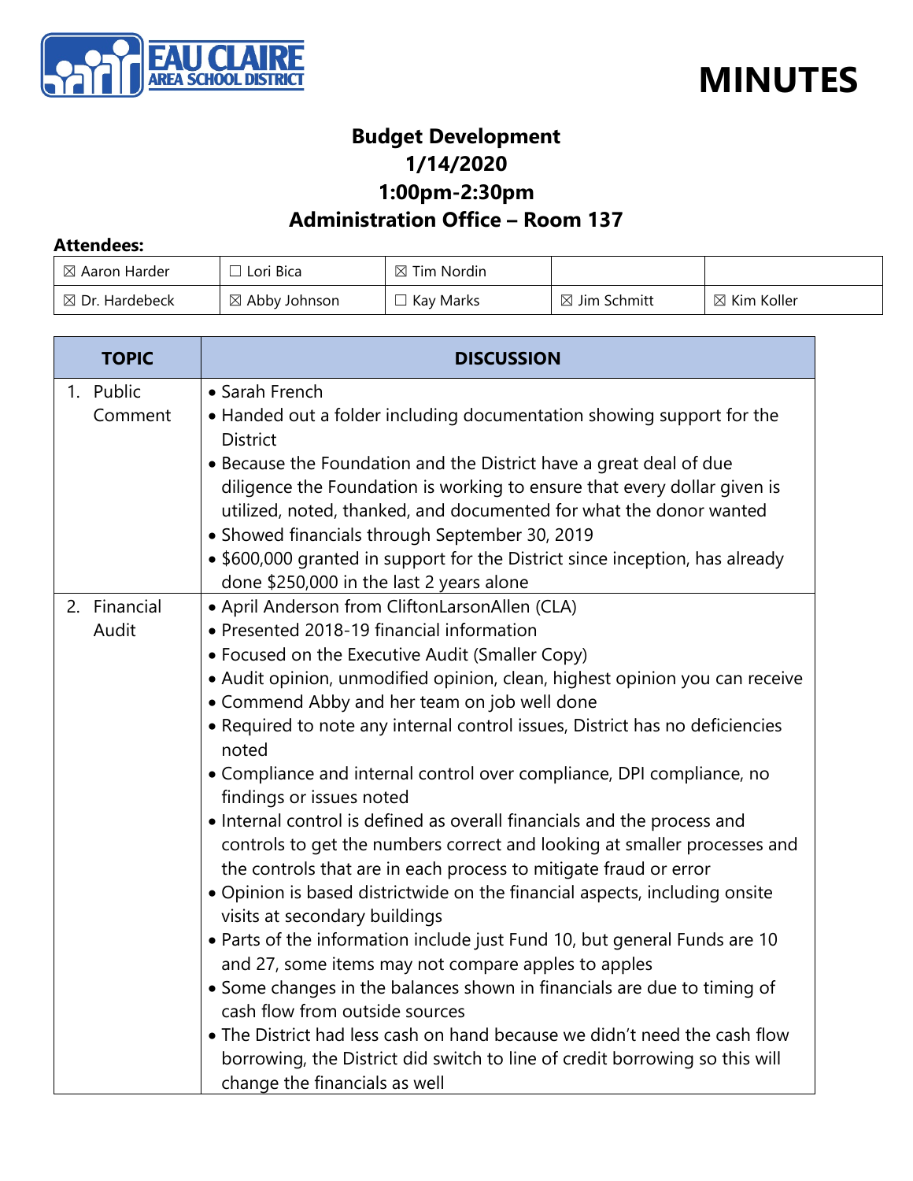# MINUTES

## Budget Development
## 1/14/2020
## 1:00pm-2:30pm
## Administration Office – Room 137

**Attendees:**

| | | | | |
|---|---|---|---|---|
| ☒ Aaron Harder | ☐ Lori Bica | ☒ Tim Nordin | | |
| ☒ Dr. Hardebeck | ☒ Abby Johnson | ☐ Kay Marks | ☒ Jim Schmitt | ☒ Kim Koller |

| TOPIC | DISCUSSION |
|---|---|
| 1. Public Comment | • Sarah French<br>• Handed out a folder including documentation showing support for the District<br>• Because the Foundation and the District have a great deal of due diligence the Foundation is working to ensure that every dollar given is utilized, noted, thanked, and documented for what the donor wanted<br>• Showed financials through September 30, 2019<br>• $600,000 granted in support for the District since inception, has already done $250,000 in the last 2 years alone |
| 2. Financial Audit | • April Anderson from CliftonLarsonAllen (CLA)<br>• Presented 2018-19 financial information<br>• Focused on the Executive Audit (Smaller Copy)<br>• Audit opinion, unmodified opinion, clean, highest opinion you can receive<br>• Commend Abby and her team on job well done<br>• Required to note any internal control issues, District has no deficiencies noted<br>• Compliance and internal control over compliance, DPI compliance, no findings or issues noted<br>• Internal control is defined as overall financials and the process and controls to get the numbers correct and looking at smaller processes and the controls that are in each process to mitigate fraud or error<br>• Opinion is based districtwide on the financial aspects, including onsite visits at secondary buildings<br>• Parts of the information include just Fund 10, but general Funds are 10 and 27, some items may not compare apples to apples<br>• Some changes in the balances shown in financials are due to timing of cash flow from outside sources<br>• The District had less cash on hand because we didn't need the cash flow borrowing, the District did switch to line of credit borrowing so this will change the financials as well |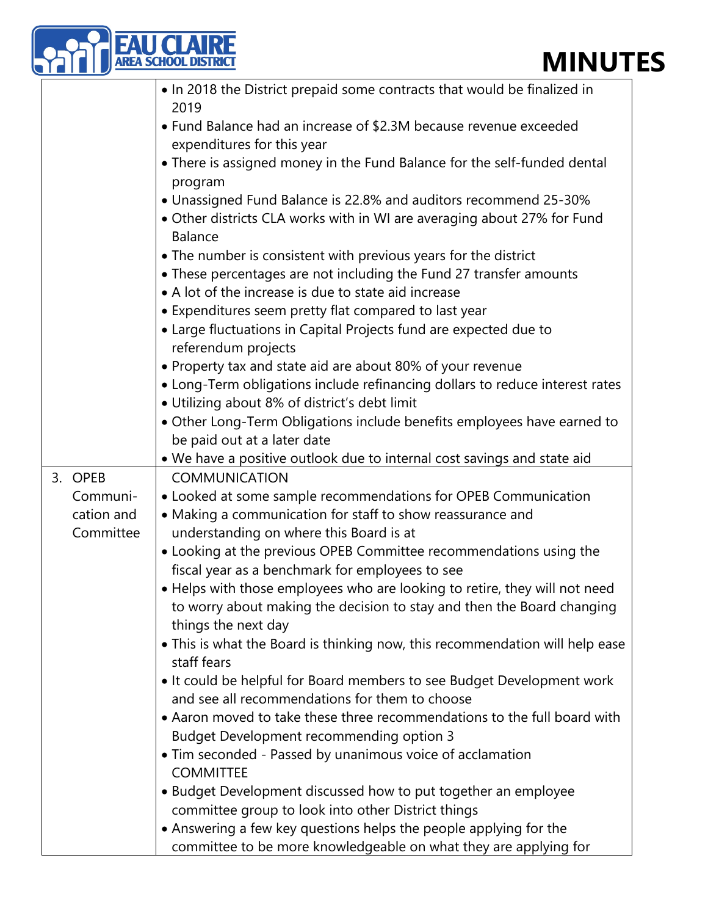| | |
|---|---|
| | • In 2018 the District prepaid some contracts that would be finalized in 2019<br>• Fund Balance had an increase of $2.3M because revenue exceeded expenditures for this year<br>• There is assigned money in the Fund Balance for the self-funded dental program<br>• Unassigned Fund Balance is 22.8% and auditors recommend 25-30%<br>• Other districts CLA works with in WI are averaging about 27% for Fund Balance<br>• The number is consistent with previous years for the district<br>• These percentages are not including the Fund 27 transfer amounts<br>• A lot of the increase is due to state aid increase<br>• Expenditures seem pretty flat compared to last year<br>• Large fluctuations in Capital Projects fund are expected due to referendum projects<br>• Property tax and state aid are about 80% of your revenue<br>• Long-Term obligations include refinancing dollars to reduce interest rates<br>• Utilizing about 8% of district's debt limit<br>• Other Long-Term Obligations include benefits employees have earned to be paid out at a later date<br>• We have a positive outlook due to internal cost savings and state aid |
| 3. OPEB Communication and Committee | COMMUNICATION<br>• Looked at some sample recommendations for OPEB Communication<br>• Making a communication for staff to show reassurance and understanding on where this Board is at<br>• Looking at the previous OPEB Committee recommendations using the fiscal year as a benchmark for employees to see<br>• Helps with those employees who are looking to retire, they will not need to worry about making the decision to stay and then the Board changing things the next day<br>• This is what the Board is thinking now, this recommendation will help ease staff fears<br>• It could be helpful for Board members to see Budget Development work and see all recommendations for them to choose<br>• Aaron moved to take these three recommendations to the full board with Budget Development recommending option 3<br>• Tim seconded - Passed by unanimous voice of acclamation<br>COMMITTEE<br>• Budget Development discussed how to put together an employee committee group to look into other District things<br>• Answering a few key questions helps the people applying for the committee to be more knowledgeable on what they are applying for |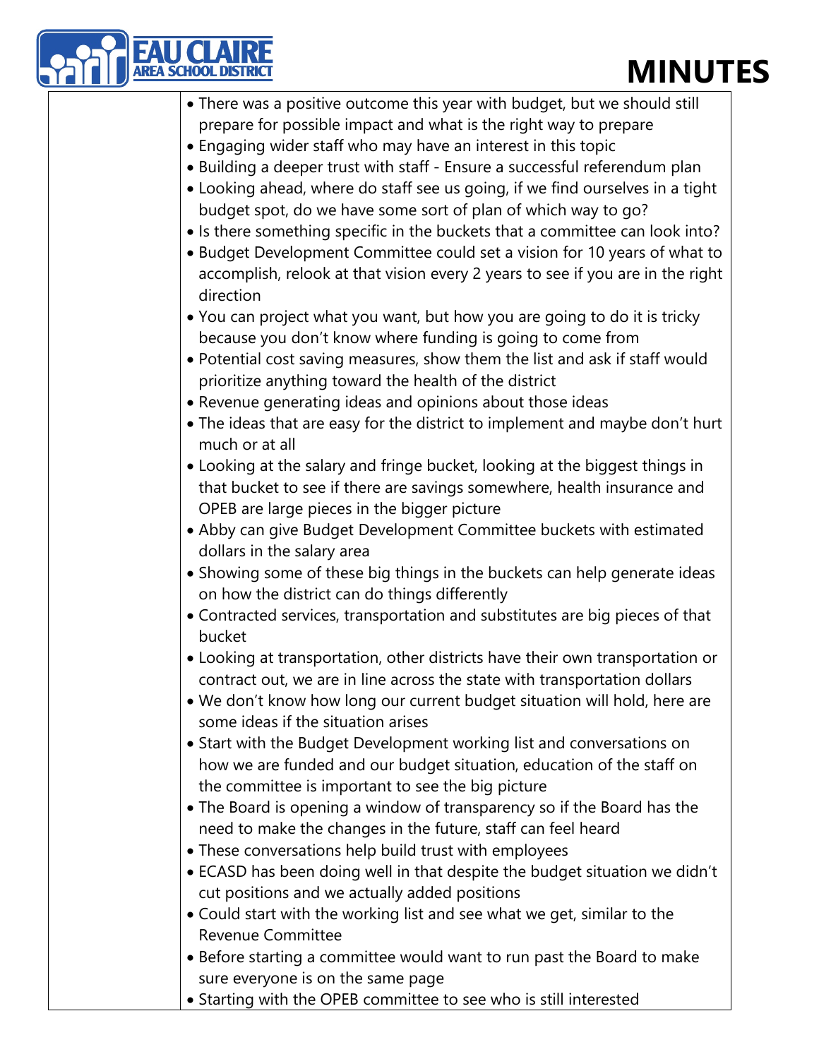- There was a positive outcome this year with budget, but we should still prepare for possible impact and what is the right way to prepare
- Engaging wider staff who may have an interest in this topic
- Building a deeper trust with staff - Ensure a successful referendum plan
- Looking ahead, where do staff see us going, if we find ourselves in a tight budget spot, do we have some sort of plan of which way to go?
- Is there something specific in the buckets that a committee can look into?
- Budget Development Committee could set a vision for 10 years of what to accomplish, relook at that vision every 2 years to see if you are in the right direction
- You can project what you want, but how you are going to do it is tricky because you don't know where funding is going to come from
- Potential cost saving measures, show them the list and ask if staff would prioritize anything toward the health of the district
- Revenue generating ideas and opinions about those ideas
- The ideas that are easy for the district to implement and maybe don't hurt much or at all
- Looking at the salary and fringe bucket, looking at the biggest things in that bucket to see if there are savings somewhere, health insurance and OPEB are large pieces in the bigger picture
- Abby can give Budget Development Committee buckets with estimated dollars in the salary area
- Showing some of these big things in the buckets can help generate ideas on how the district can do things differently
- Contracted services, transportation and substitutes are big pieces of that bucket
- Looking at transportation, other districts have their own transportation or contract out, we are in line across the state with transportation dollars
- We don't know how long our current budget situation will hold, here are some ideas if the situation arises
- Start with the Budget Development working list and conversations on how we are funded and our budget situation, education of the staff on the committee is important to see the big picture
- The Board is opening a window of transparency so if the Board has the need to make the changes in the future, staff can feel heard
- These conversations help build trust with employees
- ECASD has been doing well in that despite the budget situation we didn't cut positions and we actually added positions
- Could start with the working list and see what we get, similar to the Revenue Committee
- Before starting a committee would want to run past the Board to make sure everyone is on the same page
- Starting with the OPEB committee to see who is still interested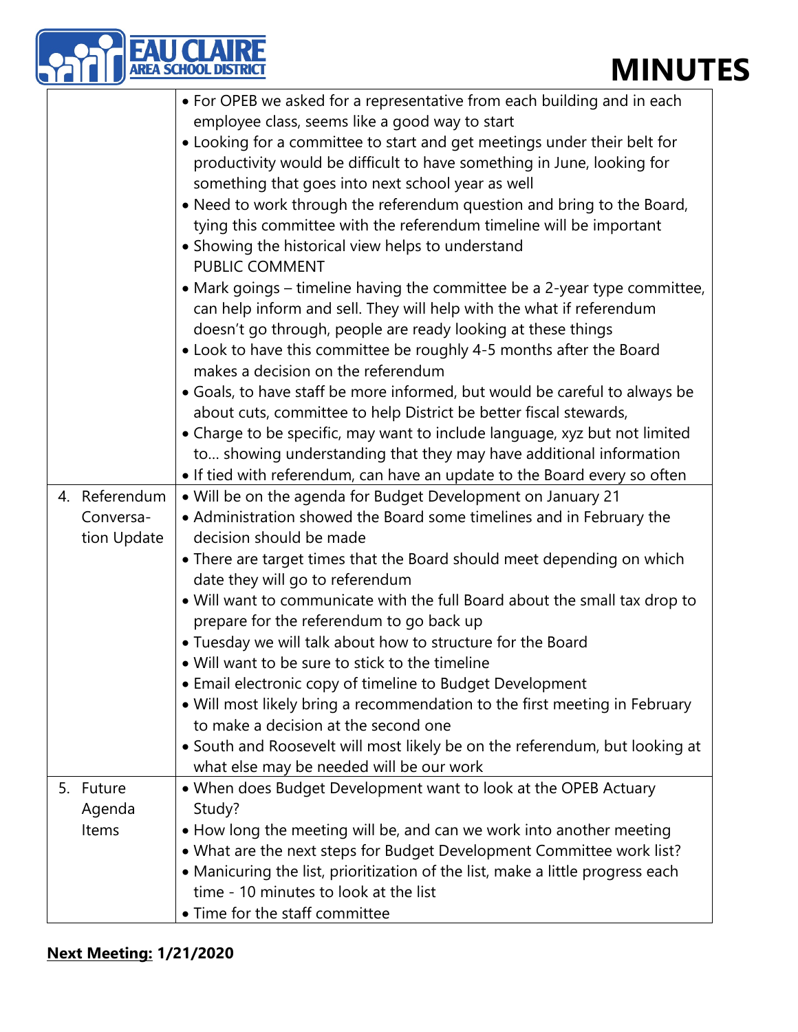# MINUTES

| | |
|---|---|
| | • For OPEB we asked for a representative from each building and in each employee class, seems like a good way to start<br>• Looking for a committee to start and get meetings under their belt for productivity would be difficult to have something in June, looking for something that goes into next school year as well<br>• Need to work through the referendum question and bring to the Board, tying this committee with the referendum timeline will be important<br>• Showing the historical view helps to understand<br>PUBLIC COMMENT<br>• Mark goings – timeline having the committee be a 2-year type committee, can help inform and sell. They will help with the what if referendum doesn't go through, people are ready looking at these things<br>• Look to have this committee be roughly 4-5 months after the Board makes a decision on the referendum<br>• Goals, to have staff be more informed, but would be careful to always be about cuts, committee to help District be better fiscal stewards,<br>• Charge to be specific, may want to include language, xyz but not limited to… showing understanding that they may have additional information<br>• If tied with referendum, can have an update to the Board every so often |
| 4. Referendum Conversation Update | • Will be on the agenda for Budget Development on January 21<br>• Administration showed the Board some timelines and in February the decision should be made<br>• There are target times that the Board should meet depending on which date they will go to referendum<br>• Will want to communicate with the full Board about the small tax drop to prepare for the referendum to go back up<br>• Tuesday we will talk about how to structure for the Board<br>• Will want to be sure to stick to the timeline<br>• Email electronic copy of timeline to Budget Development<br>• Will most likely bring a recommendation to the first meeting in February to make a decision at the second one<br>• South and Roosevelt will most likely be on the referendum, but looking at what else may be needed will be our work |
| 5. Future Agenda Items | • When does Budget Development want to look at the OPEB Actuary Study?<br>• How long the meeting will be, and can we work into another meeting<br>• What are the next steps for Budget Development Committee work list?<br>• Manicuring the list, prioritization of the list, make a little progress each time - 10 minutes to look at the list<br>• Time for the staff committee |

**Next Meeting: 1/21/2020**